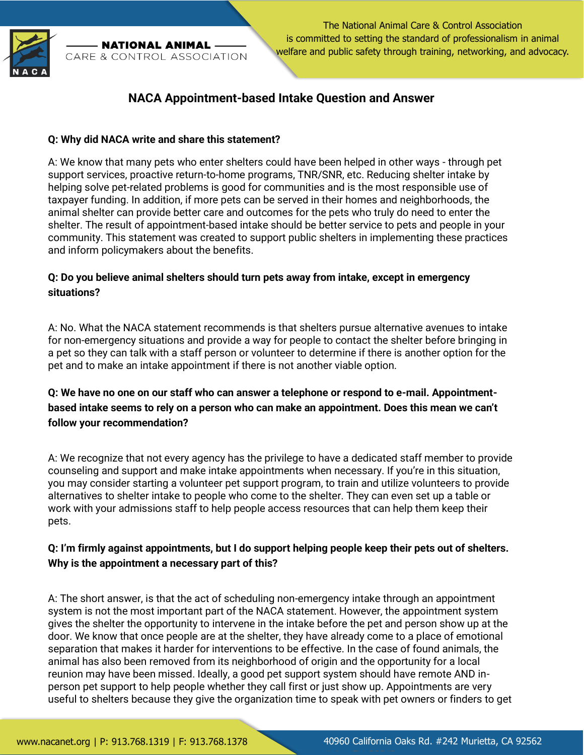# NACA Appointment-based Intake Question and Answer

**Q: Why did NACA write and share this statement?**

A: We know that many pets who enter shelters could have been helped in other ways - through pet support services, proactive return-to-home programs, TNR/SNR, etc. Reducing shelter intake by helping solve pet-related problems is good for communities and is the most responsible use of taxpayer funding. In addition, if more pets can be served in their homes and neighborhoods, the animal shelter can provide better care and outcomes for the pets who truly do need to enter the shelter. The result of appointment-based intake should be better service to pets and people in your community. This statement was created to support public shelters in implementing these practices and inform policymakers about the benefits.

**Q: Do you believe animal shelters should turn pets away from intake, except in emergency situations?**

A: No. What the NACA statement recommends is that shelters pursue alternative avenues to intake for non-emergency situations and provide a way for people to contact the shelter before bringing in a pet so they can talk with a staff person or volunteer to determine if there is another option for the pet and to make an intake appointment if there is not another viable option.

**Q: We have no one on our staff who can answer a telephone or respond to e-mail. Appointment-based intake seems to rely on a person who can make an appointment. Does this mean we can't follow your recommendation?**

A: We recognize that not every agency has the privilege to have a dedicated staff member to provide counseling and support and make intake appointments when necessary. If you're in this situation, you may consider starting a volunteer pet support program, to train and utilize volunteers to provide alternatives to shelter intake to people who come to the shelter. They can even set up a table or work with your admissions staff to help people access resources that can help them keep their pets.

**Q: I'm firmly against appointments, but I do support helping people keep their pets out of shelters. Why is the appointment a necessary part of this?**

A: The short answer, is that the act of scheduling non-emergency intake through an appointment system is not the most important part of the NACA statement. However, the appointment system gives the shelter the opportunity to intervene in the intake before the pet and person show up at the door. We know that once people are at the shelter, they have already come to a place of emotional separation that makes it harder for interventions to be effective. In the case of found animals, the animal has also been removed from its neighborhood of origin and the opportunity for a local reunion may have been missed. Ideally, a good pet support system should have remote AND in-person pet support to help people whether they call first or just show up. Appointments are very useful to shelters because they give the organization time to speak with pet owners or finders to get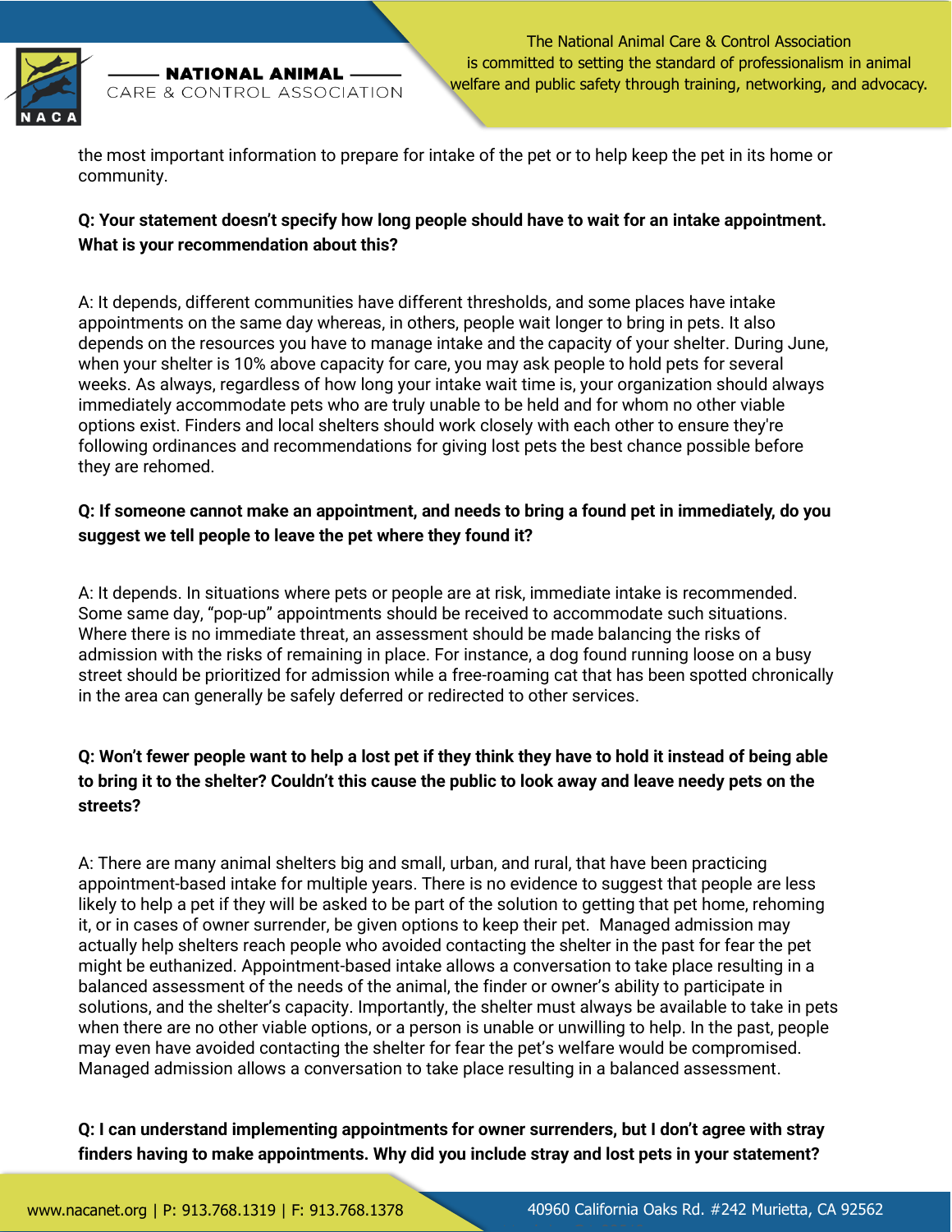the most important information to prepare for intake of the pet or to help keep the pet in its home or community.

**Q: Your statement doesn't specify how long people should have to wait for an intake appointment. What is your recommendation about this?**

A: It depends, different communities have different thresholds, and some places have intake appointments on the same day whereas, in others, people wait longer to bring in pets. It also depends on the resources you have to manage intake and the capacity of your shelter. During June, when your shelter is 10% above capacity for care, you may ask people to hold pets for several weeks. As always, regardless of how long your intake wait time is, your organization should always immediately accommodate pets who are truly unable to be held and for whom no other viable options exist. Finders and local shelters should work closely with each other to ensure they're following ordinances and recommendations for giving lost pets the best chance possible before they are rehomed.

**Q: If someone cannot make an appointment, and needs to bring a found pet in immediately, do you suggest we tell people to leave the pet where they found it?**

A: It depends. In situations where pets or people are at risk, immediate intake is recommended. Some same day, "pop-up" appointments should be received to accommodate such situations. Where there is no immediate threat, an assessment should be made balancing the risks of admission with the risks of remaining in place. For instance, a dog found running loose on a busy street should be prioritized for admission while a free-roaming cat that has been spotted chronically in the area can generally be safely deferred or redirected to other services.

**Q: Won't fewer people want to help a lost pet if they think they have to hold it instead of being able to bring it to the shelter? Couldn't this cause the public to look away and leave needy pets on the streets?**

A: There are many animal shelters big and small, urban, and rural, that have been practicing appointment-based intake for multiple years. There is no evidence to suggest that people are less likely to help a pet if they will be asked to be part of the solution to getting that pet home, rehoming it, or in cases of owner surrender, be given options to keep their pet. Managed admission may actually help shelters reach people who avoided contacting the shelter in the past for fear the pet might be euthanized. Appointment-based intake allows a conversation to take place resulting in a balanced assessment of the needs of the animal, the finder or owner's ability to participate in solutions, and the shelter's capacity. Importantly, the shelter must always be available to take in pets when there are no other viable options, or a person is unable or unwilling to help. In the past, people may even have avoided contacting the shelter for fear the pet's welfare would be compromised. Managed admission allows a conversation to take place resulting in a balanced assessment.

**Q: I can understand implementing appointments for owner surrenders, but I don't agree with stray finders having to make appointments. Why did you include stray and lost pets in your statement?**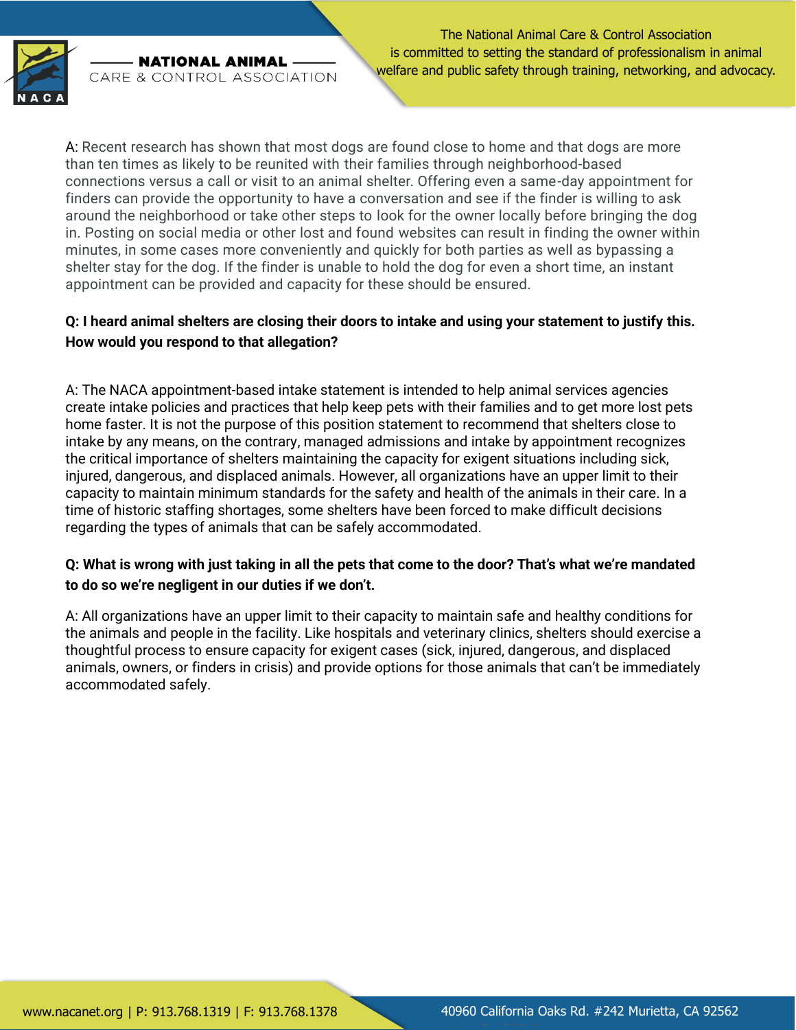A: Recent research has shown that most dogs are found close to home and that dogs are more than ten times as likely to be reunited with their families through neighborhood-based connections versus a call or visit to an animal shelter. Offering even a same-day appointment for finders can provide the opportunity to have a conversation and see if the finder is willing to ask around the neighborhood or take other steps to look for the owner locally before bringing the dog in. Posting on social media or other lost and found websites can result in finding the owner within minutes, in some cases more conveniently and quickly for both parties as well as bypassing a shelter stay for the dog. If the finder is unable to hold the dog for even a short time, an instant appointment can be provided and capacity for these should be ensured.

**Q: I heard animal shelters are closing their doors to intake and using your statement to justify this. How would you respond to that allegation?**

A: The NACA appointment-based intake statement is intended to help animal services agencies create intake policies and practices that help keep pets with their families and to get more lost pets home faster. It is not the purpose of this position statement to recommend that shelters close to intake by any means, on the contrary, managed admissions and intake by appointment recognizes the critical importance of shelters maintaining the capacity for exigent situations including sick, injured, dangerous, and displaced animals. However, all organizations have an upper limit to their capacity to maintain minimum standards for the safety and health of the animals in their care. In a time of historic staffing shortages, some shelters have been forced to make difficult decisions regarding the types of animals that can be safely accommodated.

**Q: What is wrong with just taking in all the pets that come to the door? That's what we're mandated to do so we're negligent in our duties if we don't.**

A: All organizations have an upper limit to their capacity to maintain safe and healthy conditions for the animals and people in the facility. Like hospitals and veterinary clinics, shelters should exercise a thoughtful process to ensure capacity for exigent cases (sick, injured, dangerous, and displaced animals, owners, or finders in crisis) and provide options for those animals that can't be immediately accommodated safely.